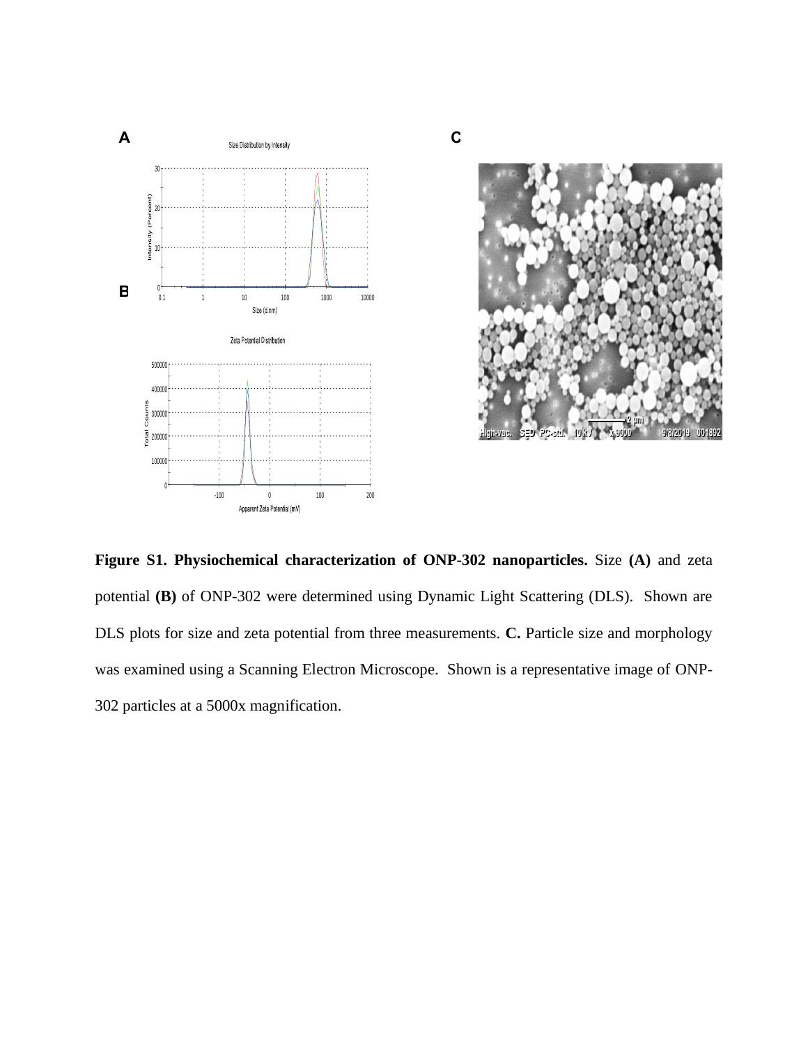**Figure S1. Physiochemical characterization of ONP-302 nanoparticles.** Size **(A)** and zeta potential **(B)** of ONP-302 were determined using Dynamic Light Scattering (DLS). Shown are DLS plots for size and zeta potential from three measurements. **C.** Particle size and morphology was examined using a Scanning Electron Microscope. Shown is a representative image of ONP-302 particles at a 5000x magnification.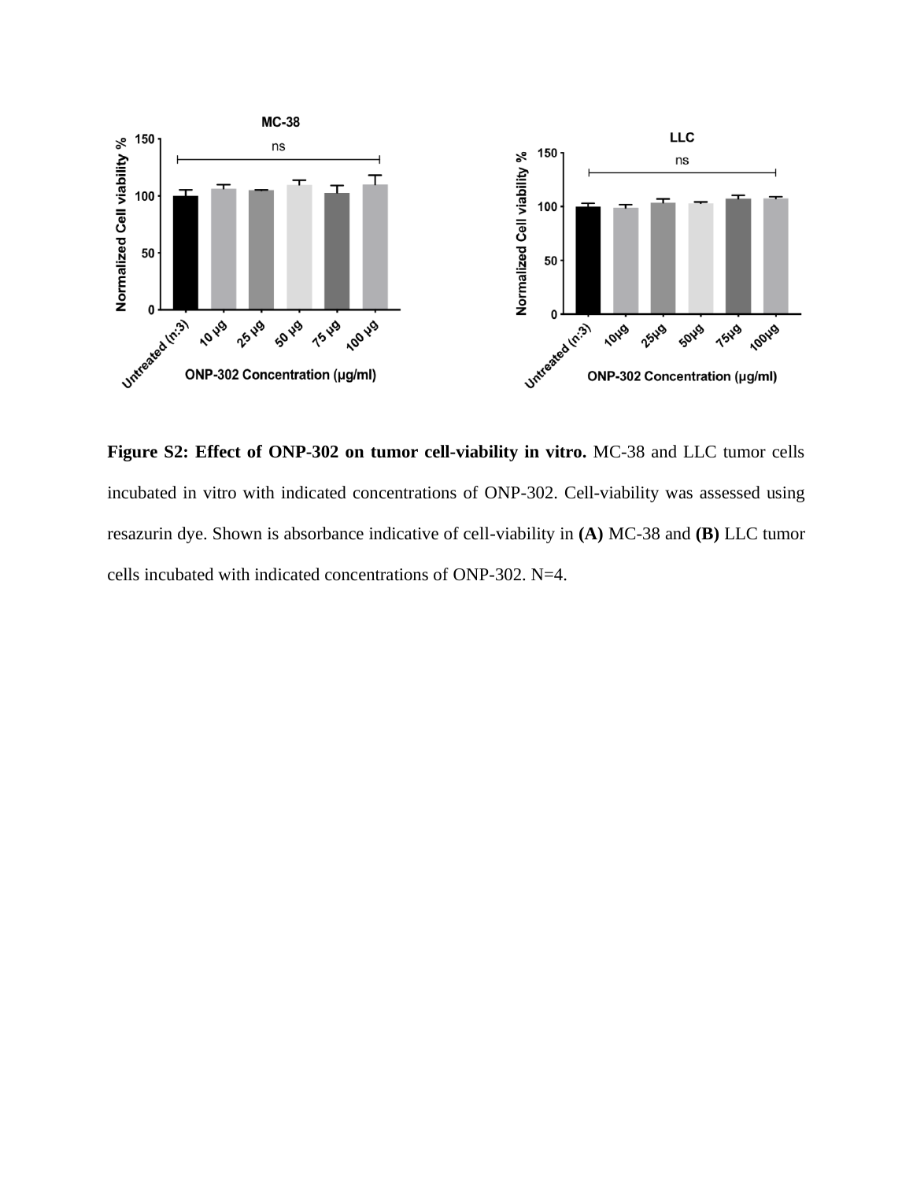**Figure S2: Effect of ONP-302 on tumor cell-viability in vitro.** MC-38 and LLC tumor cells incubated in vitro with indicated concentrations of ONP-302. Cell-viability was assessed using resazurin dye. Shown is absorbance indicative of cell-viability in **(A)** MC-38 and **(B)** LLC tumor cells incubated with indicated concentrations of ONP-302. N=4.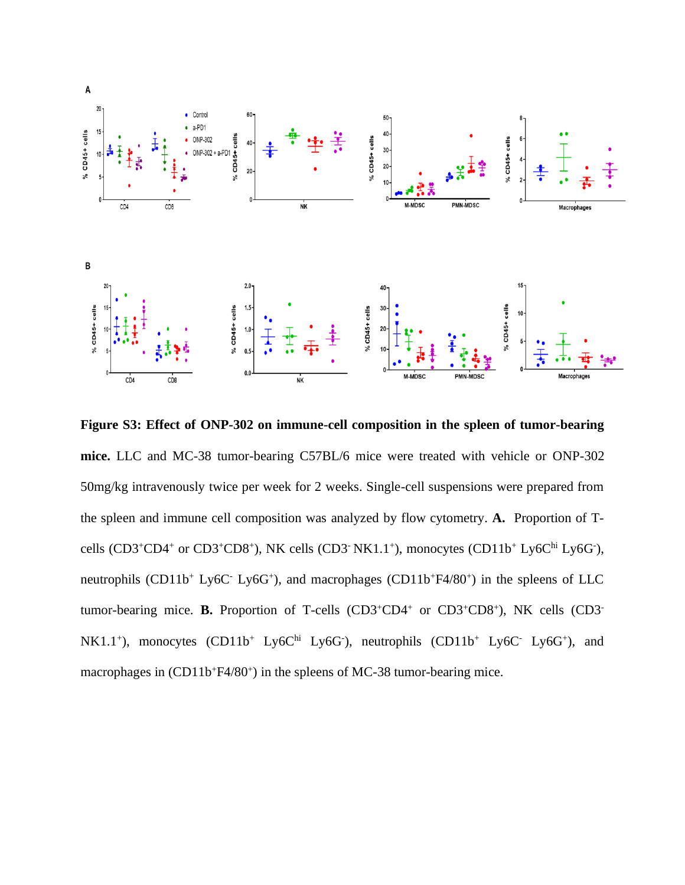**Figure S3: Effect of ONP-302 on immune-cell composition in the spleen of tumor-bearing mice.** LLC and MC-38 tumor-bearing C57BL/6 mice were treated with vehicle or ONP-302 50mg/kg intravenously twice per week for 2 weeks. Single-cell suspensions were prepared from the spleen and immune cell composition was analyzed by flow cytometry. **A.** Proportion of T-cells ($CD3^+CD4^+$ or $CD3^+CD8^+$), NK cells ($CD3^-$ $NK1.1^+$), monocytes ($CD11b^+$ $Ly6C^{hi}$ $Ly6G^-$), neutrophils ($CD11b^+$ $Ly6C^-$ $Ly6G^+$), and macrophages ($CD11b^+F4/80^+$) in the spleens of LLC tumor-bearing mice. **B.** Proportion of T-cells ($CD3^+CD4^+$ or $CD3^+CD8^+$), NK cells ($CD3^-$ $NK1.1^+$), monocytes ($CD11b^+$ $Ly6C^{hi}$ $Ly6G^-$), neutrophils ($CD11b^+$ $Ly6C^-$ $Ly6G^+$), and macrophages in ($CD11b^+F4/80^+$) in the spleens of MC-38 tumor-bearing mice.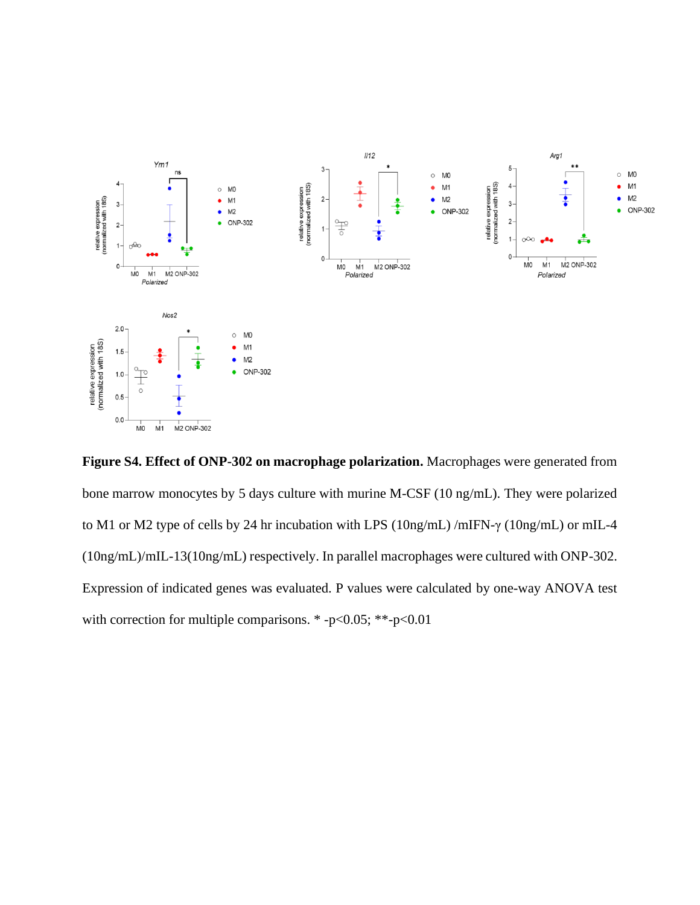**Figure S4. Effect of ONP-302 on macrophage polarization.** Macrophages were generated from bone marrow monocytes by 5 days culture with murine M-CSF (10 ng/mL). They were polarized to M1 or M2 type of cells by 24 hr incubation with LPS (10ng/mL) /mIFN-γ (10ng/mL) or mIL-4 (10ng/mL)/mIL-13(10ng/mL) respectively. In parallel macrophages were cultured with ONP-302. Expression of indicated genes was evaluated. P values were calculated by one-way ANOVA test with correction for multiple comparisons. * -p<0.05; **-p<0.01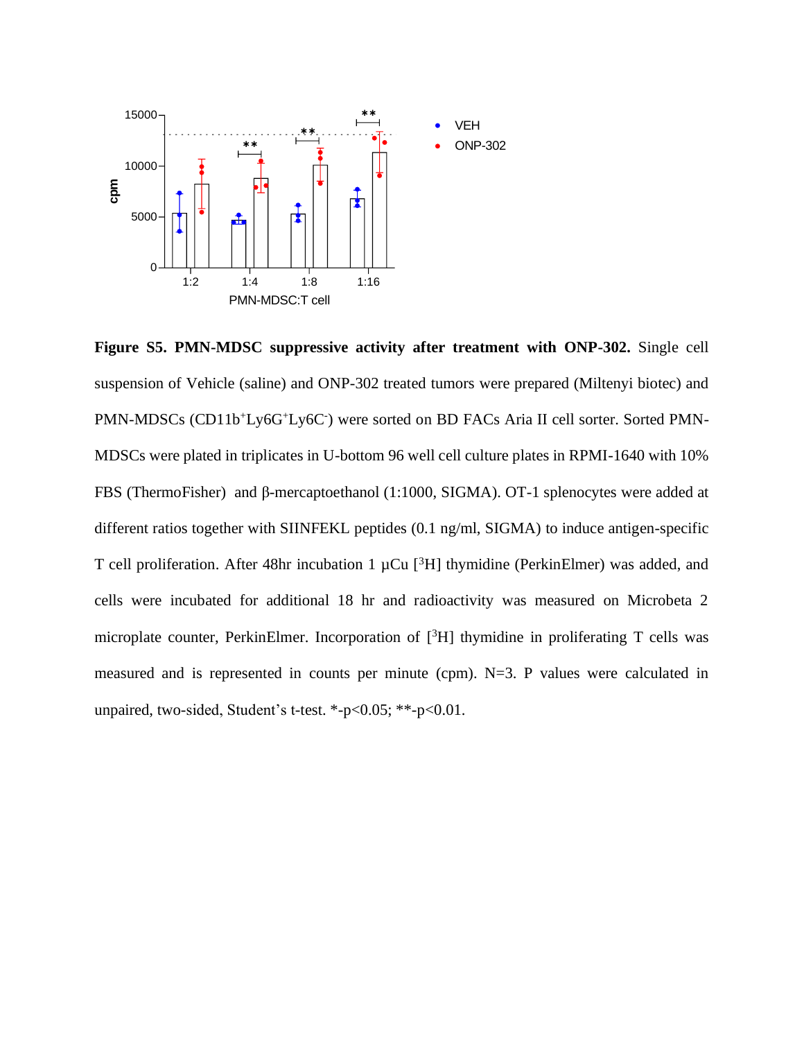**Figure S5. PMN-MDSC suppressive activity after treatment with ONP-302.** Single cell suspension of Vehicle (saline) and ONP-302 treated tumors were prepared (Miltenyi biotec) and PMN-MDSCs ($CD11b^{+}Ly6G^{+}Ly6C^{-}$) were sorted on BD FACs Aria II cell sorter. Sorted PMN-MDSCs were plated in triplicates in U-bottom 96 well cell culture plates in RPMI-1640 with 10% FBS (ThermoFisher) and β-mercaptoethanol (1:1000, SIGMA). OT-1 splenocytes were added at different ratios together with SIINFEKL peptides (0.1 ng/ml, SIGMA) to induce antigen-specific T cell proliferation. After 48hr incubation 1 µCu [$^{3}$H] thymidine (PerkinElmer) was added, and cells were incubated for additional 18 hr and radioactivity was measured on Microbeta 2 microplate counter, PerkinElmer. Incorporation of [$^{3}$H] thymidine in proliferating T cells was measured and is represented in counts per minute (cpm). N=3. P values were calculated in unpaired, two-sided, Student's t-test. *-$p<0.05$; **-$p<0.01$.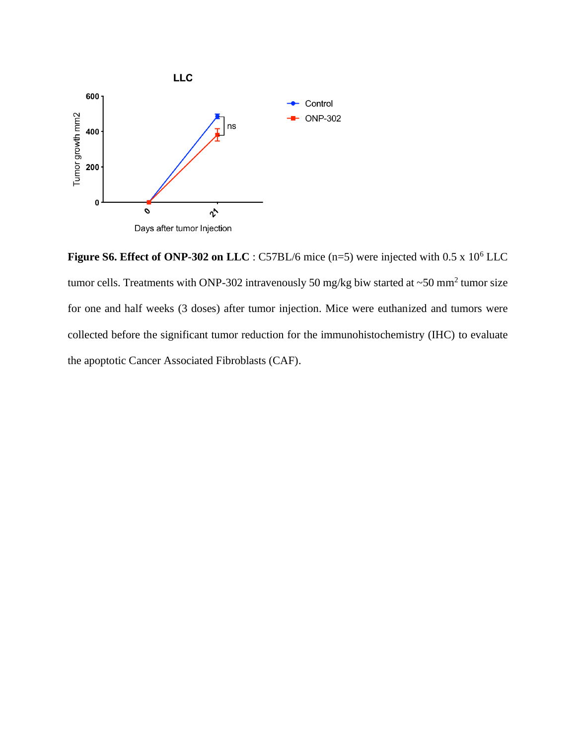**Figure S6. Effect of ONP-302 on LLC** : C57BL/6 mice (n=5) were injected with 0.5 x $10^6$ LLC tumor cells. Treatments with ONP-302 intravenously 50 mg/kg biw started at ~50 $mm^2$ tumor size for one and half weeks (3 doses) after tumor injection. Mice were euthanized and tumors were collected before the significant tumor reduction for the immunohistochemistry (IHC) to evaluate the apoptotic Cancer Associated Fibroblasts (CAF).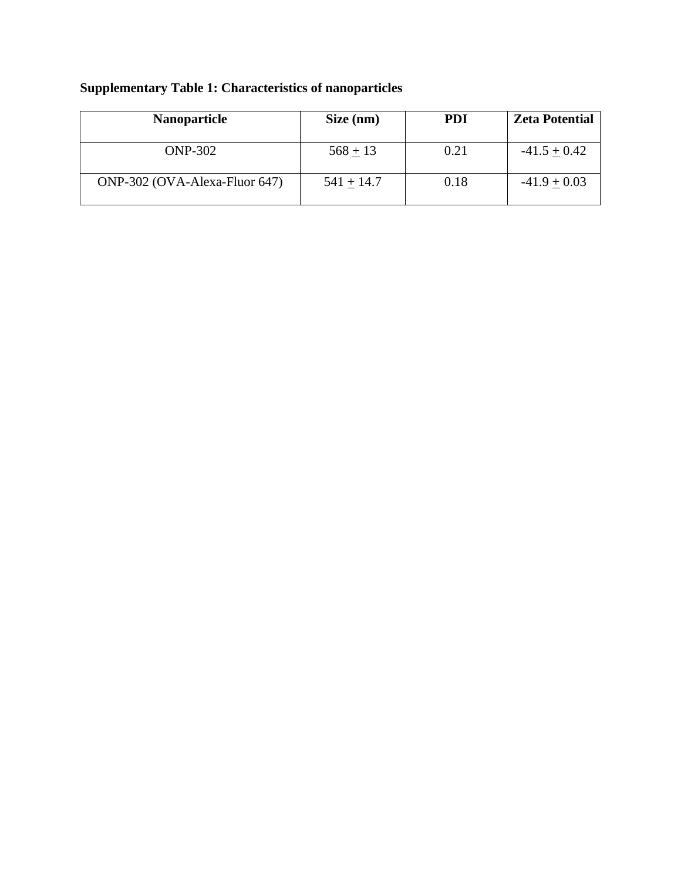**Supplementary Table 1: Characteristics of nanoparticles**

| Nanoparticle | Size (nm) | PDI | Zeta Potential |
|---|---|---|---|
| ONP-302 | 568 ± 13 | 0.21 | -41.5 ± 0.42 |
| ONP-302 (OVA-Alexa-Fluor 647) | 541 ± 14.7 | 0.18 | -41.9 ± 0.03 |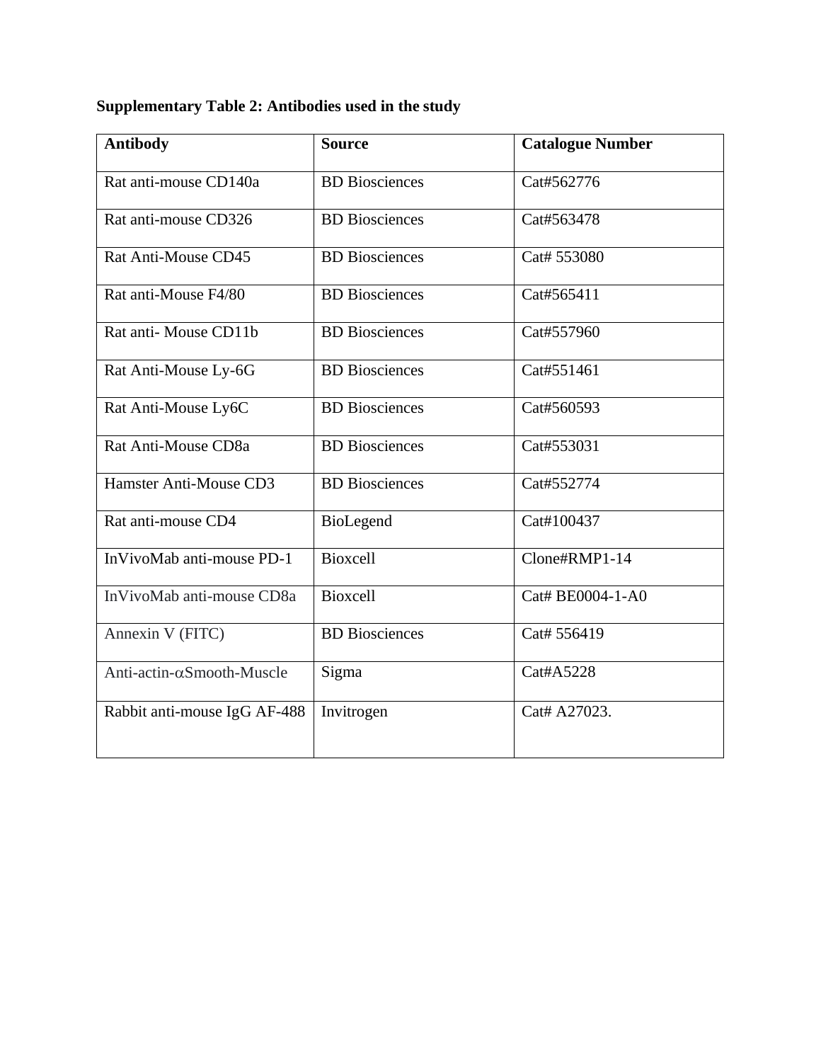**Supplementary Table 2: Antibodies used in the study**

| Antibody | Source | Catalogue Number |
|---|---|---|
| Rat anti-mouse CD140a | BD Biosciences | Cat#562776 |
| Rat anti-mouse CD326 | BD Biosciences | Cat#563478 |
| Rat Anti-Mouse CD45 | BD Biosciences | Cat# 553080 |
| Rat anti-Mouse F4/80 | BD Biosciences | Cat#565411 |
| Rat anti- Mouse CD11b | BD Biosciences | Cat#557960 |
| Rat Anti-Mouse Ly-6G | BD Biosciences | Cat#551461 |
| Rat Anti-Mouse Ly6C | BD Biosciences | Cat#560593 |
| Rat Anti-Mouse CD8a | BD Biosciences | Cat#553031 |
| Hamster Anti-Mouse CD3 | BD Biosciences | Cat#552774 |
| Rat anti-mouse CD4 | BioLegend | Cat#100437 |
| InVivoMab anti-mouse PD-1 | Bioxcell | Clone#RMP1-14 |
| InVivoMab anti-mouse CD8a | Bioxcell | Cat# BE0004-1-A0 |
| Annexin V (FITC) | BD Biosciences | Cat# 556419 |
| Anti-actin-$\alpha$Smooth-Muscle | Sigma | Cat#A5228 |
| Rabbit anti-mouse IgG AF-488 | Invitrogen | Cat# A27023. |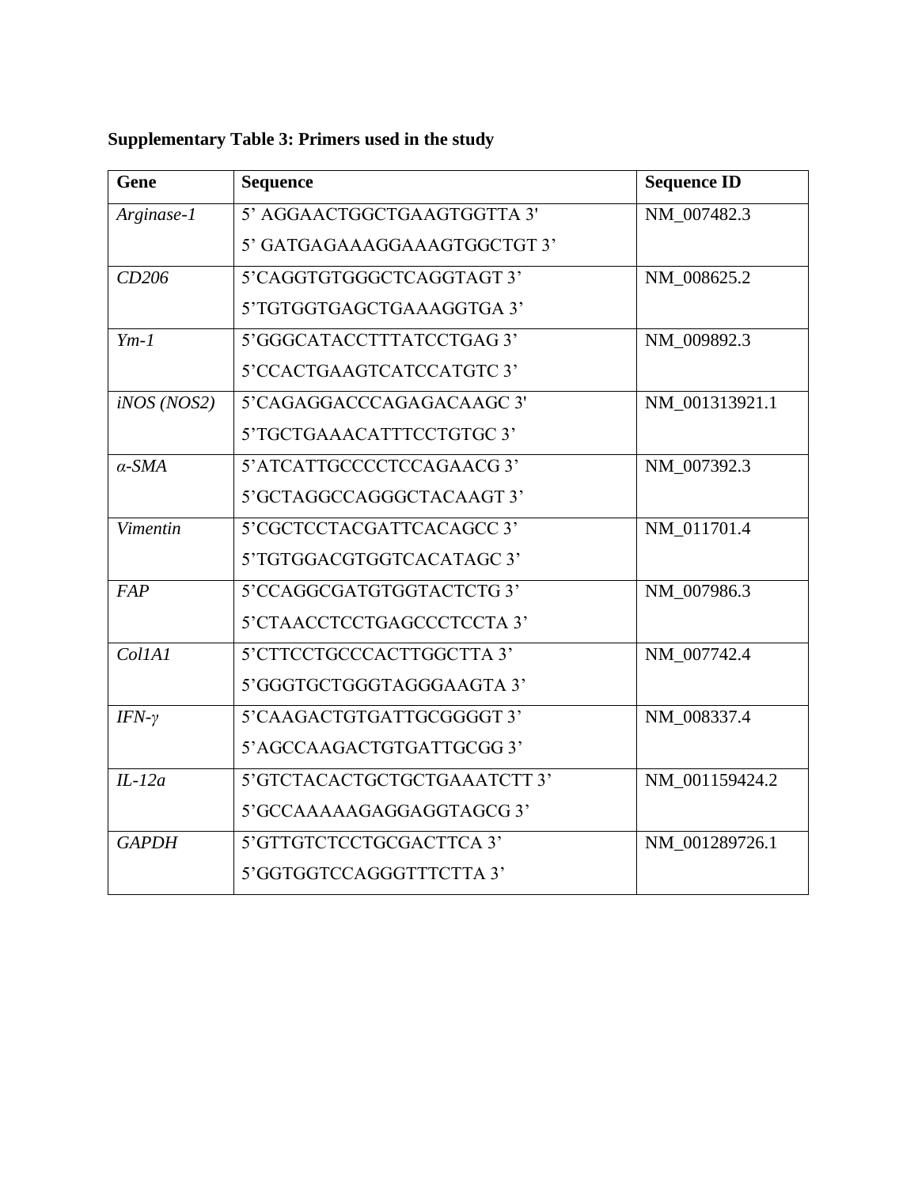**Supplementary Table 3: Primers used in the study**

| Gene | Sequence | Sequence ID |
|---|---|---|
| *Arginase-1* | 5' AGGAACTGGCTGAAGTGGTTA 3'<br>5' GATGAGAAAGGAAAGTGGCTGT 3' | NM_007482.3 |
| *CD206* | 5'CAGGTGTGGGCTCAGGTAGT 3'<br>5'TGTGGTGAGCTGAAAGGTGA 3' | NM_008625.2 |
| *Ym-1* | 5'GGGCATACCTTTATCCTGAG 3'<br>5'CCACTGAAGTCATCCATGTC 3' | NM_009892.3 |
| *iNOS (NOS2)* | 5'CAGAGGACCCAGAGACAAGC 3'<br>5'TGCTGAAACATTTCCTGTGC 3' | NM_001313921.1 |
| *α-SMA* | 5'ATCATTGCCCCTCCAGAACG 3'<br>5'GCTAGGCCAGGGCTACAAGT 3' | NM_007392.3 |
| *Vimentin* | 5'CGCTCCTACGATTCACAGCC 3'<br>5'TGTGGACGTGGTCACATAGC 3' | NM_011701.4 |
| *FAP* | 5'CCAGGCGATGTGGTACTCTG 3'<br>5'CTAACCTCCTGAGCCCTCCTA 3' | NM_007986.3 |
| *Col1A1* | 5'CTTCCTGCCCACTTGGCTTA 3'<br>5'GGGTGCTGGGTAGGGAAGTA 3' | NM_007742.4 |
| *IFN-γ* | 5'CAAGACTGTGATTGCGGGGT 3'<br>5'AGCCAAGACTGTGATTGCGG 3' | NM_008337.4 |
| *IL-12a* | 5'GTCTACACTGCTGCTGAAATCTT 3'<br>5'GCCAAAAAGAGGAGGTAGCG 3' | NM_001159424.2 |
| *GAPDH* | 5'GTTGTCTCCTGCGACTTCA 3'<br>5'GGTGGTCCAGGGTTTCTTA 3' | NM_001289726.1 |